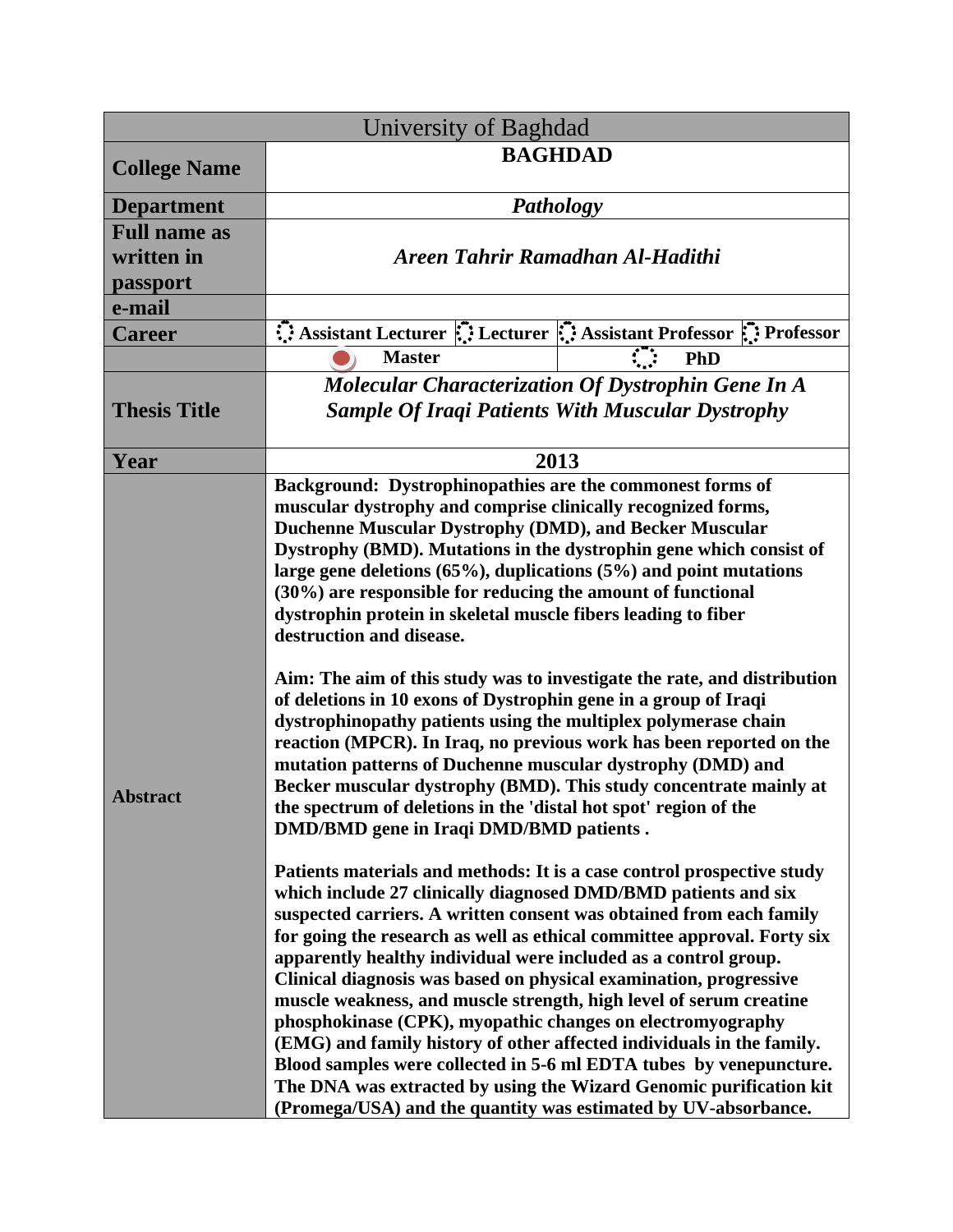| University of Baghdad | | | |
|---|---|---|---|
| **College Name** | **BAGHDAD** | | |
| **Department** | ***Pathology*** | | |
| **Full name as written in passport** | ***Areen Tahrir Ramadhan Al-Hadithi*** | | |
| **e-mail** | | | |
| **Career** | **Assistant Lecturer** | **Lecturer** | **Assistant Professor** / **Professor** |
| | ● **Master** | | **PhD** |
| **Thesis Title** | ***Molecular Characterization Of Dystrophin Gene In A Sample Of Iraqi Patients With Muscular Dystrophy*** | | |
| **Year** | **2013** | | |
| **Abstract** | **Background: Dystrophinopathies are the commonest forms of muscular dystrophy and comprise clinically recognized forms, Duchenne Muscular Dystrophy (DMD), and Becker Muscular Dystrophy (BMD). Mutations in the dystrophin gene which consist of large gene deletions (65%), duplications (5%) and point mutations (30%) are responsible for reducing the amount of functional dystrophin protein in skeletal muscle fibers leading to fiber destruction and disease.**<br><br>**Aim: The aim of this study was to investigate the rate, and distribution of deletions in 10 exons of Dystrophin gene in a group of Iraqi dystrophinopathy patients using the multiplex polymerase chain reaction (MPCR). In Iraq, no previous work has been reported on the mutation patterns of Duchenne muscular dystrophy (DMD) and Becker muscular dystrophy (BMD). This study concentrate mainly at the spectrum of deletions in the 'distal hot spot' region of the DMD/BMD gene in Iraqi DMD/BMD patients .**<br><br>**Patients materials and methods: It is a case control prospective study which include 27 clinically diagnosed DMD/BMD patients and six suspected carriers. A written consent was obtained from each family for going the research as well as ethical committee approval. Forty six apparently healthy individual were included as a control group. Clinical diagnosis was based on physical examination, progressive muscle weakness, and muscle strength, high level of serum creatine phosphokinase (CPK), myopathic changes on electromyography (EMG) and family history of other affected individuals in the family. Blood samples were collected in 5-6 ml EDTA tubes by venepuncture. The DNA was extracted by using the Wizard Genomic purification kit (Promega/USA) and the quantity was estimated by UV-absorbance.** | | |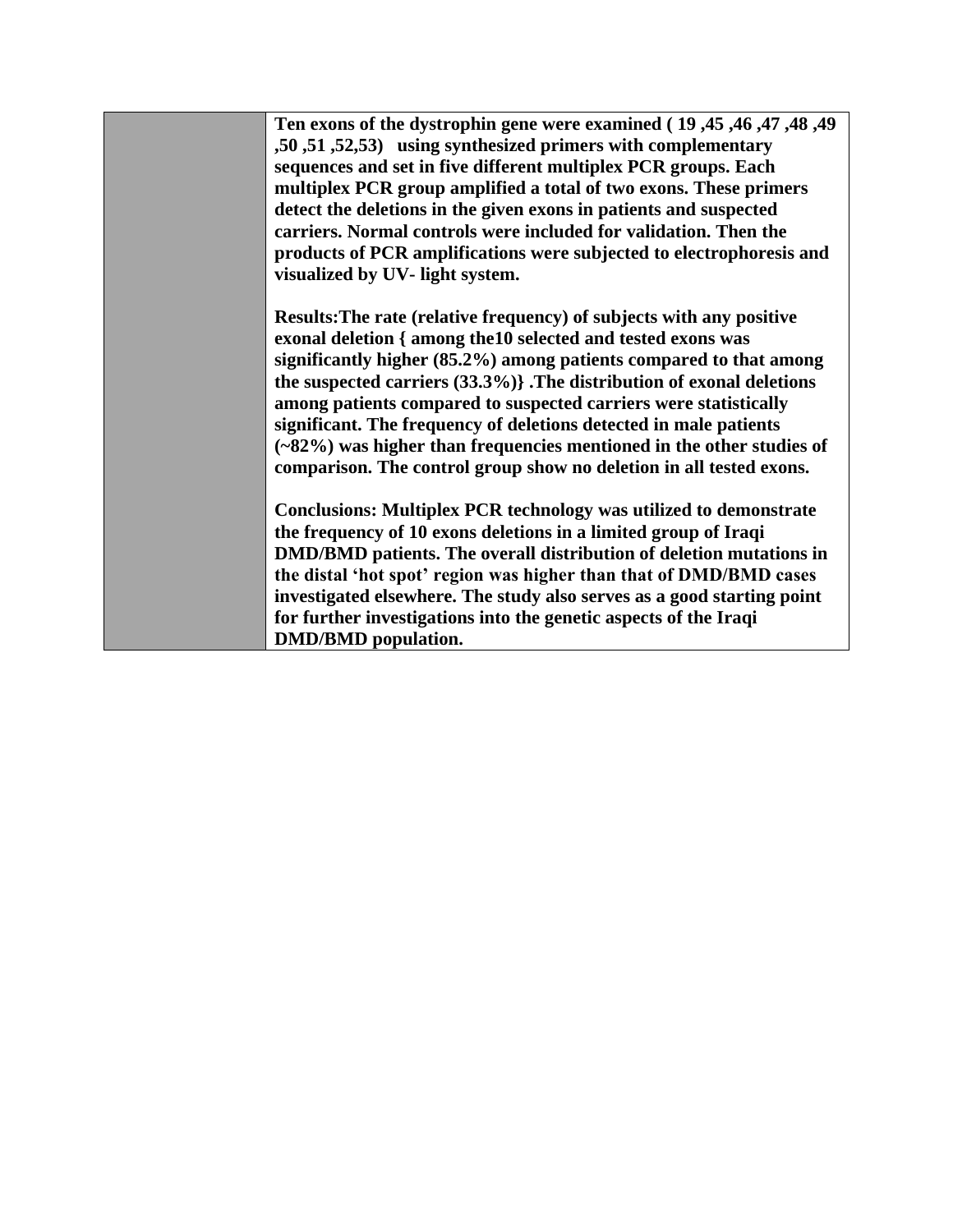| | |
|---|---|
| | **Ten exons of the dystrophin gene were examined ( 19 ,45 ,46 ,47 ,48 ,49 ,50 ,51 ,52,53) using synthesized primers with complementary sequences and set in five different multiplex PCR groups. Each multiplex PCR group amplified a total of two exons. These primers detect the deletions in the given exons in patients and suspected carriers. Normal controls were included for validation. Then the products of PCR amplifications were subjected to electrophoresis and visualized by UV- light system.**<br><br>**Results:The rate (relative frequency) of subjects with any positive exonal deletion { among the10 selected and tested exons was significantly higher (85.2%) among patients compared to that among the suspected carriers (33.3%)} .The distribution of exonal deletions among patients compared to suspected carriers were statistically significant. The frequency of deletions detected in male patients (~82%) was higher than frequencies mentioned in the other studies of comparison. The control group show no deletion in all tested exons.**<br><br>**Conclusions: Multiplex PCR technology was utilized to demonstrate the frequency of 10 exons deletions in a limited group of Iraqi DMD/BMD patients. The overall distribution of deletion mutations in the distal 'hot spot' region was higher than that of DMD/BMD cases investigated elsewhere. The study also serves as a good starting point for further investigations into the genetic aspects of the Iraqi DMD/BMD population.** |